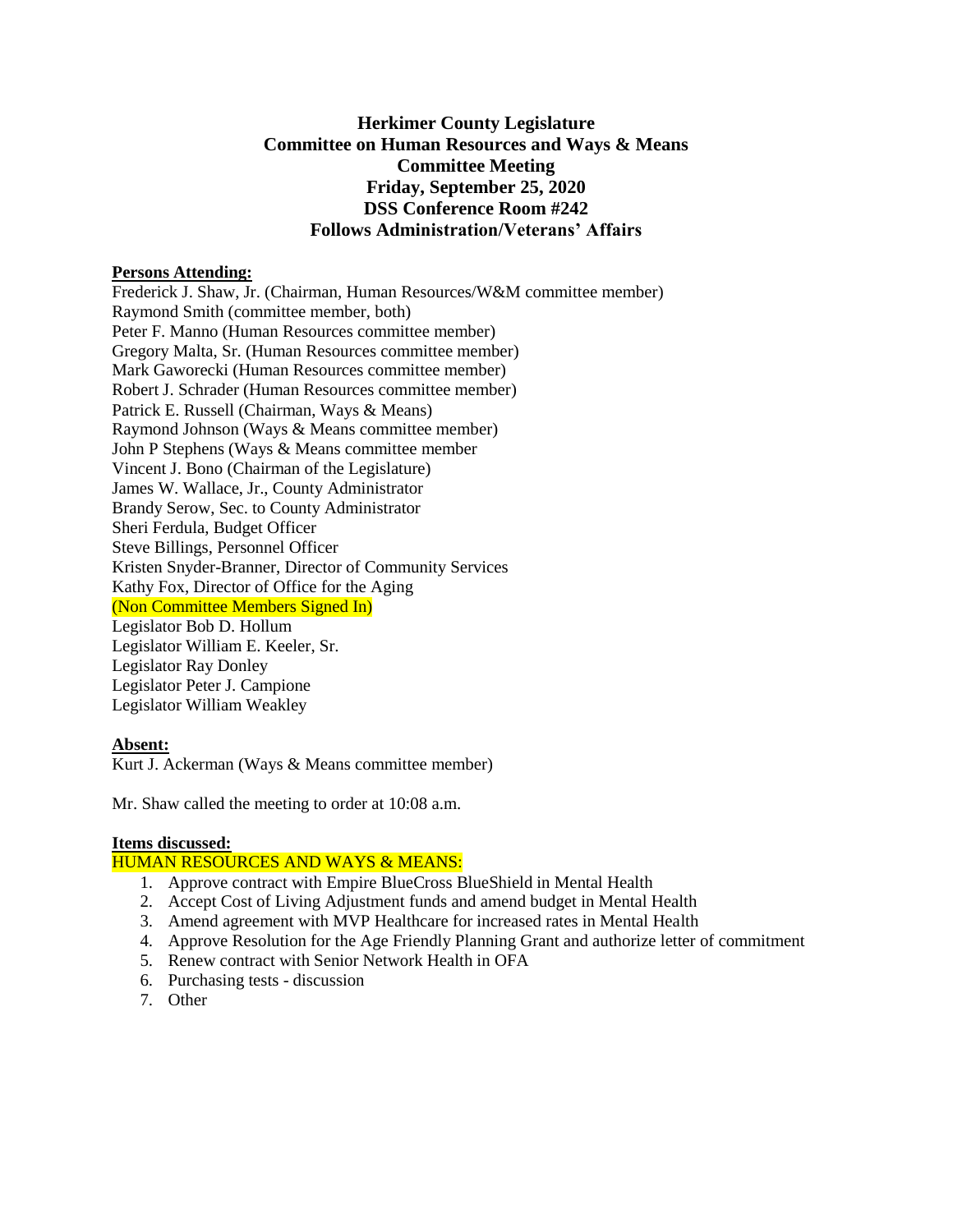# Herkimer County Legislature
## Committee on Human Resources and Ways & Means
## Committee Meeting
## Friday, September 25, 2020
## DSS Conference Room #242
## Follows Administration/Veterans' Affairs

**Persons Attending:**

Frederick J. Shaw, Jr. (Chairman, Human Resources/W&M committee member)
Raymond Smith (committee member, both)
Peter F. Manno (Human Resources committee member)
Gregory Malta, Sr. (Human Resources committee member)
Mark Gaworecki (Human Resources committee member)
Robert J. Schrader (Human Resources committee member)
Patrick E. Russell (Chairman, Ways & Means)
Raymond Johnson (Ways & Means committee member)
John P Stephens (Ways & Means committee member
Vincent J. Bono (Chairman of the Legislature)
James W. Wallace, Jr., County Administrator
Brandy Serow, Sec. to County Administrator
Sheri Ferdula, Budget Officer
Steve Billings, Personnel Officer
Kristen Snyder-Branner, Director of Community Services
Kathy Fox, Director of Office for the Aging
(Non Committee Members Signed In)
Legislator Bob D. Hollum
Legislator William E. Keeler, Sr.
Legislator Ray Donley
Legislator Peter J. Campione
Legislator William Weakley

**Absent:**

Kurt J. Ackerman (Ways & Means committee member)

Mr. Shaw called the meeting to order at 10:08 a.m.

**Items discussed:**

HUMAN RESOURCES AND WAYS & MEANS:

1. Approve contract with Empire BlueCross BlueShield in Mental Health
2. Accept Cost of Living Adjustment funds and amend budget in Mental Health
3. Amend agreement with MVP Healthcare for increased rates in Mental Health
4. Approve Resolution for the Age Friendly Planning Grant and authorize letter of commitment
5. Renew contract with Senior Network Health in OFA
6. Purchasing tests - discussion
7. Other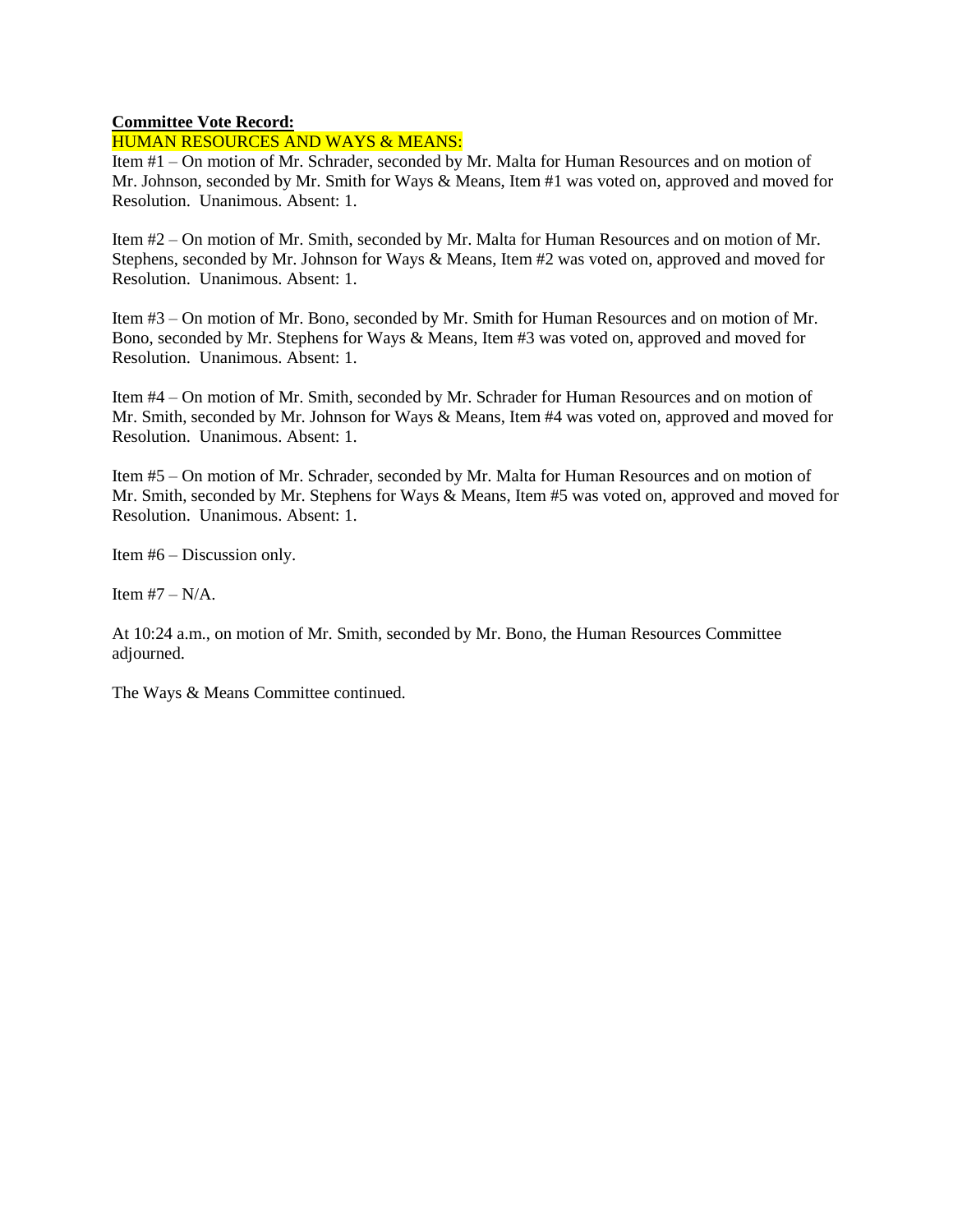**Committee Vote Record:**

HUMAN RESOURCES AND WAYS & MEANS:

Item #1 – On motion of Mr. Schrader, seconded by Mr. Malta for Human Resources and on motion of Mr. Johnson, seconded by Mr. Smith for Ways & Means, Item #1 was voted on, approved and moved for Resolution. Unanimous. Absent: 1.

Item #2 – On motion of Mr. Smith, seconded by Mr. Malta for Human Resources and on motion of Mr. Stephens, seconded by Mr. Johnson for Ways & Means, Item #2 was voted on, approved and moved for Resolution. Unanimous. Absent: 1.

Item #3 – On motion of Mr. Bono, seconded by Mr. Smith for Human Resources and on motion of Mr. Bono, seconded by Mr. Stephens for Ways & Means, Item #3 was voted on, approved and moved for Resolution. Unanimous. Absent: 1.

Item #4 – On motion of Mr. Smith, seconded by Mr. Schrader for Human Resources and on motion of Mr. Smith, seconded by Mr. Johnson for Ways & Means, Item #4 was voted on, approved and moved for Resolution. Unanimous. Absent: 1.

Item #5 – On motion of Mr. Schrader, seconded by Mr. Malta for Human Resources and on motion of Mr. Smith, seconded by Mr. Stephens for Ways & Means, Item #5 was voted on, approved and moved for Resolution. Unanimous. Absent: 1.

Item #6 – Discussion only.

Item #7 – N/A.

At 10:24 a.m., on motion of Mr. Smith, seconded by Mr. Bono, the Human Resources Committee adjourned.

The Ways & Means Committee continued.